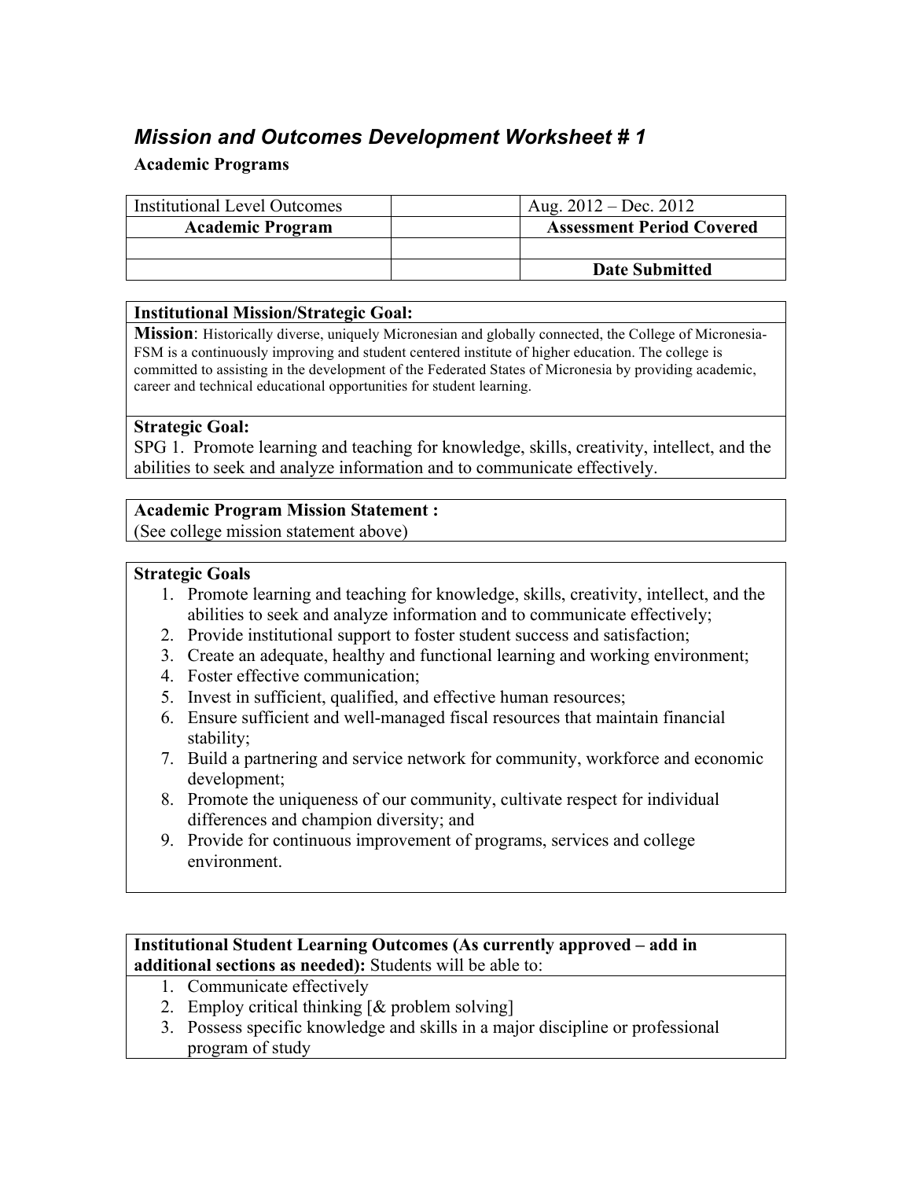## *Mission and Outcomes Development Worksheet # 1*

**Academic Programs**

| Institutional Level Outcomes | | Aug. 2012 – Dec. 2012 |
|---|---|---|
| **Academic Program** | | **Assessment Period Covered** |
| | | |
| | | **Date Submitted** |

**Institutional Mission/Strategic Goal:**

**Mission**: Historically diverse, uniquely Micronesian and globally connected, the College of Micronesia-FSM is a continuously improving and student centered institute of higher education. The college is committed to assisting in the development of the Federated States of Micronesia by providing academic, career and technical educational opportunities for student learning.

**Strategic Goal:**

SPG 1. Promote learning and teaching for knowledge, skills, creativity, intellect, and the abilities to seek and analyze information and to communicate effectively.

**Academic Program Mission Statement :**

(See college mission statement above)

**Strategic Goals**

1. Promote learning and teaching for knowledge, skills, creativity, intellect, and the abilities to seek and analyze information and to communicate effectively;
2. Provide institutional support to foster student success and satisfaction;
3. Create an adequate, healthy and functional learning and working environment;
4. Foster effective communication;
5. Invest in sufficient, qualified, and effective human resources;
6. Ensure sufficient and well-managed fiscal resources that maintain financial stability;
7. Build a partnering and service network for community, workforce and economic development;
8. Promote the uniqueness of our community, cultivate respect for individual differences and champion diversity; and
9. Provide for continuous improvement of programs, services and college environment.

**Institutional Student Learning Outcomes (As currently approved – add in additional sections as needed):** Students will be able to:

1. Communicate effectively
2. Employ critical thinking [& problem solving]
3. Possess specific knowledge and skills in a major discipline or professional program of study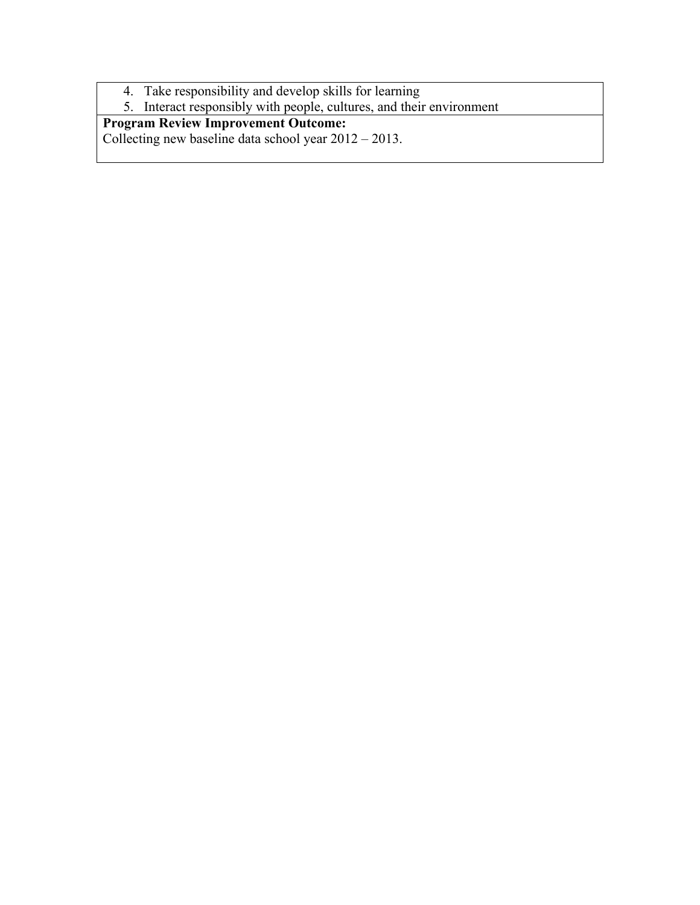4. Take responsibility and develop skills for learning
5. Interact responsibly with people, cultures, and their environment

**Program Review Improvement Outcome:**
Collecting new baseline data school year 2012 – 2013.